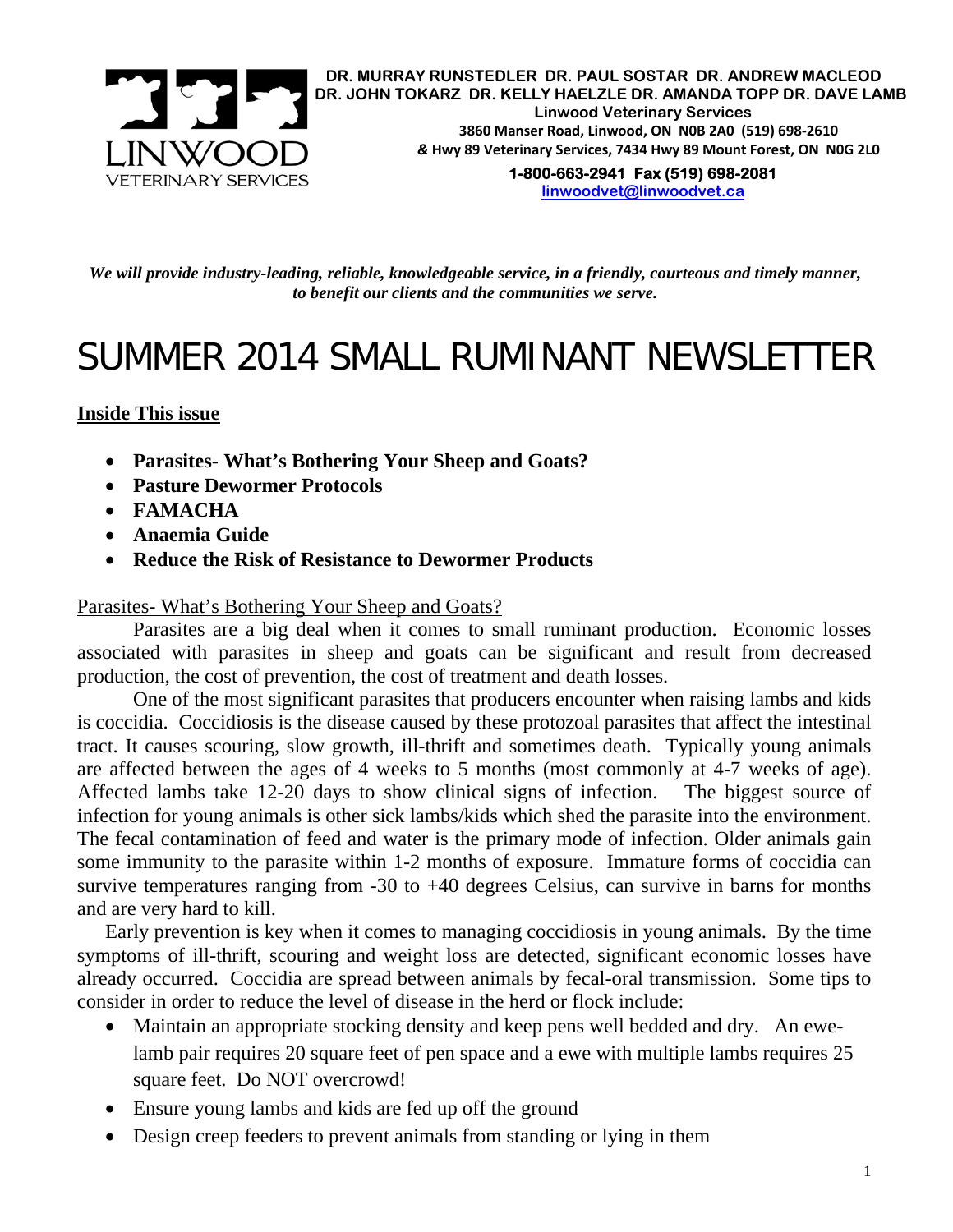**DR. MURRAY RUNSTEDLER DR. PAUL SOSTAR DR. ANDREW MACLEOD**
**DR. JOHN TOKARZ DR. KELLY HAELZLE DR. AMANDA TOPP DR. DAVE LAMB**
**Linwood Veterinary Services**
**3860 Manser Road, Linwood, ON N0B 2A0 (519) 698-2610**
***&* Hwy 89 Veterinary Services, 7434 Hwy 89 Mount Forest, ON N0G 2L0**
**1-800-663-2941 Fax (519) 698-2081**
**linwoodvet@linwoodvet.ca**

LINWOOD
VETERINARY SERVICES

***We will provide industry-leading, reliable, knowledgeable service, in a friendly, courteous and timely manner, to benefit our clients and the communities we serve.***

# SUMMER 2014 SMALL RUMINANT NEWSLETTER

**Inside This issue**

- **Parasites- What's Bothering Your Sheep and Goats?**
- **Pasture Dewormer Protocols**
- **FAMACHA**
- **Anaemia Guide**
- **Reduce the Risk of Resistance to Dewormer Products**

## Parasites- What's Bothering Your Sheep and Goats?

Parasites are a big deal when it comes to small ruminant production. Economic losses associated with parasites in sheep and goats can be significant and result from decreased production, the cost of prevention, the cost of treatment and death losses.

One of the most significant parasites that producers encounter when raising lambs and kids is coccidia. Coccidiosis is the disease caused by these protozoal parasites that affect the intestinal tract. It causes scouring, slow growth, ill-thrift and sometimes death. Typically young animals are affected between the ages of 4 weeks to 5 months (most commonly at 4-7 weeks of age). Affected lambs take 12-20 days to show clinical signs of infection. The biggest source of infection for young animals is other sick lambs/kids which shed the parasite into the environment. The fecal contamination of feed and water is the primary mode of infection. Older animals gain some immunity to the parasite within 1-2 months of exposure. Immature forms of coccidia can survive temperatures ranging from -30 to +40 degrees Celsius, can survive in barns for months and are very hard to kill.

Early prevention is key when it comes to managing coccidiosis in young animals. By the time symptoms of ill-thrift, scouring and weight loss are detected, significant economic losses have already occurred. Coccidia are spread between animals by fecal-oral transmission. Some tips to consider in order to reduce the level of disease in the herd or flock include:

- Maintain an appropriate stocking density and keep pens well bedded and dry. An ewe-lamb pair requires 20 square feet of pen space and a ewe with multiple lambs requires 25 square feet. Do NOT overcrowd!
- Ensure young lambs and kids are fed up off the ground
- Design creep feeders to prevent animals from standing or lying in them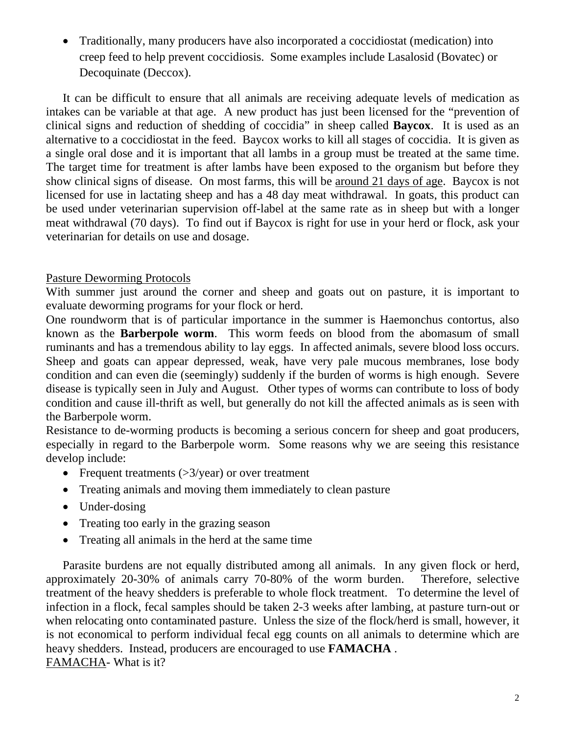- Traditionally, many producers have also incorporated a coccidiostat (medication) into creep feed to help prevent coccidiosis. Some examples include Lasalosid (Bovatec) or Decoquinate (Deccox).

It can be difficult to ensure that all animals are receiving adequate levels of medication as intakes can be variable at that age. A new product has just been licensed for the "prevention of clinical signs and reduction of shedding of coccidia" in sheep called **Baycox**. It is used as an alternative to a coccidiostat in the feed. Baycox works to kill all stages of coccidia. It is given as a single oral dose and it is important that all lambs in a group must be treated at the same time. The target time for treatment is after lambs have been exposed to the organism but before they show clinical signs of disease. On most farms, this will be <u>around 21 days of age</u>. Baycox is not licensed for use in lactating sheep and has a 48 day meat withdrawal. In goats, this product can be used under veterinarian supervision off-label at the same rate as in sheep but with a longer meat withdrawal (70 days). To find out if Baycox is right for use in your herd or flock, ask your veterinarian for details on use and dosage.

<u>Pasture Deworming Protocols</u>

With summer just around the corner and sheep and goats out on pasture, it is important to evaluate deworming programs for your flock or herd.

One roundworm that is of particular importance in the summer is Haemonchus contortus, also known as the **Barberpole worm**. This worm feeds on blood from the abomasum of small ruminants and has a tremendous ability to lay eggs. In affected animals, severe blood loss occurs. Sheep and goats can appear depressed, weak, have very pale mucous membranes, lose body condition and can even die (seemingly) suddenly if the burden of worms is high enough. Severe disease is typically seen in July and August. Other types of worms can contribute to loss of body condition and cause ill-thrift as well, but generally do not kill the affected animals as is seen with the Barberpole worm.

Resistance to de-worming products is becoming a serious concern for sheep and goat producers, especially in regard to the Barberpole worm. Some reasons why we are seeing this resistance develop include:

- Frequent treatments (>3/year) or over treatment
- Treating animals and moving them immediately to clean pasture
- Under-dosing
- Treating too early in the grazing season
- Treating all animals in the herd at the same time

Parasite burdens are not equally distributed among all animals. In any given flock or herd, approximately 20-30% of animals carry 70-80% of the worm burden. Therefore, selective treatment of the heavy shedders is preferable to whole flock treatment. To determine the level of infection in a flock, fecal samples should be taken 2-3 weeks after lambing, at pasture turn-out or when relocating onto contaminated pasture. Unless the size of the flock/herd is small, however, it is not economical to perform individual fecal egg counts on all animals to determine which are heavy shedders. Instead, producers are encouraged to use **FAMACHA** .

<u>FAMACHA</u>- What is it?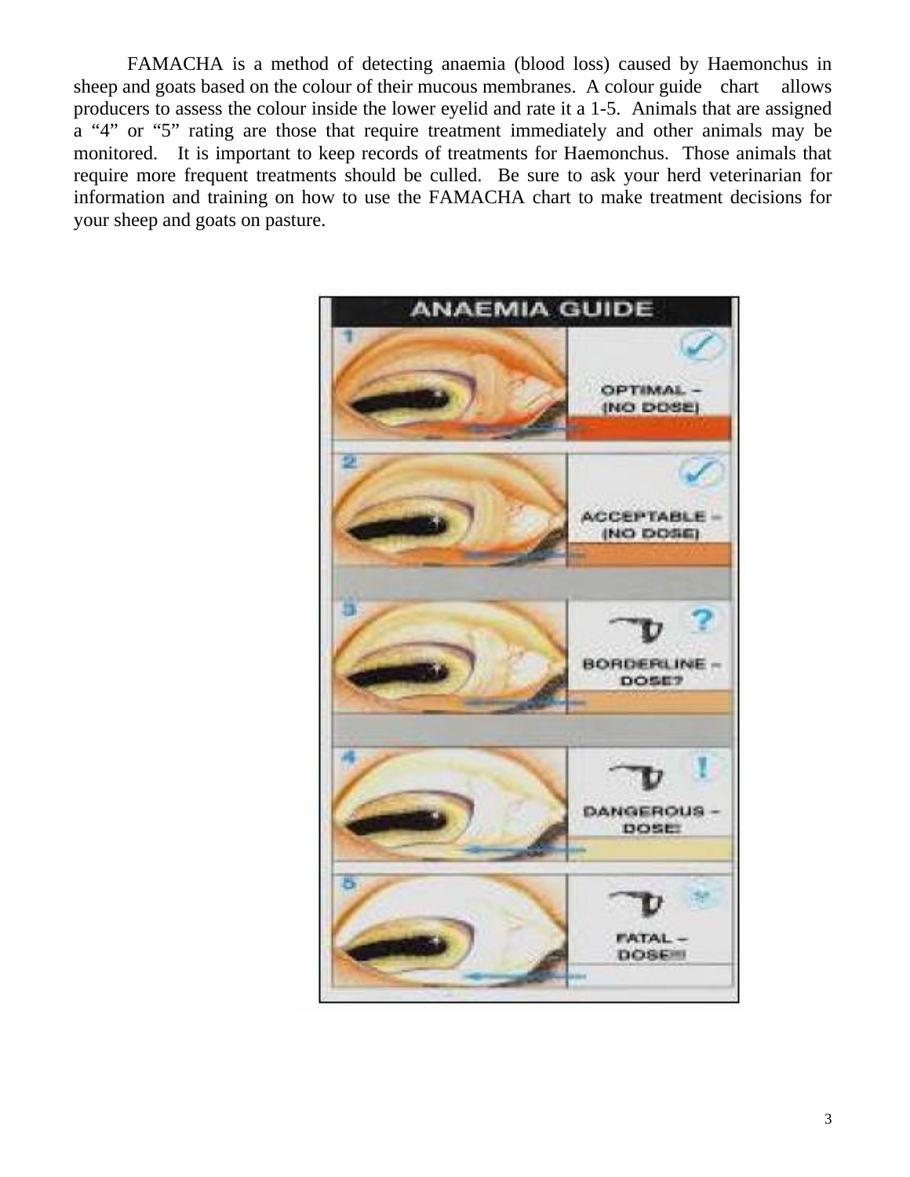FAMACHA is a method of detecting anaemia (blood loss) caused by Haemonchus in sheep and goats based on the colour of their mucous membranes. A colour guide chart allows producers to assess the colour inside the lower eyelid and rate it a 1-5. Animals that are assigned a "4" or "5" rating are those that require treatment immediately and other animals may be monitored. It is important to keep records of treatments for Haemonchus. Those animals that require more frequent treatments should be culled. Be sure to ask your herd veterinarian for information and training on how to use the FAMACHA chart to make treatment decisions for your sheep and goats on pasture.

**ANAEMIA GUIDE**

1. OPTIMAL – (NO DOSE)
2. ACCEPTABLE – (NO DOSE)
3. BORDERLINE – DOSE?
4. DANGEROUS – DOSE!
5. FATAL – DOSE!!!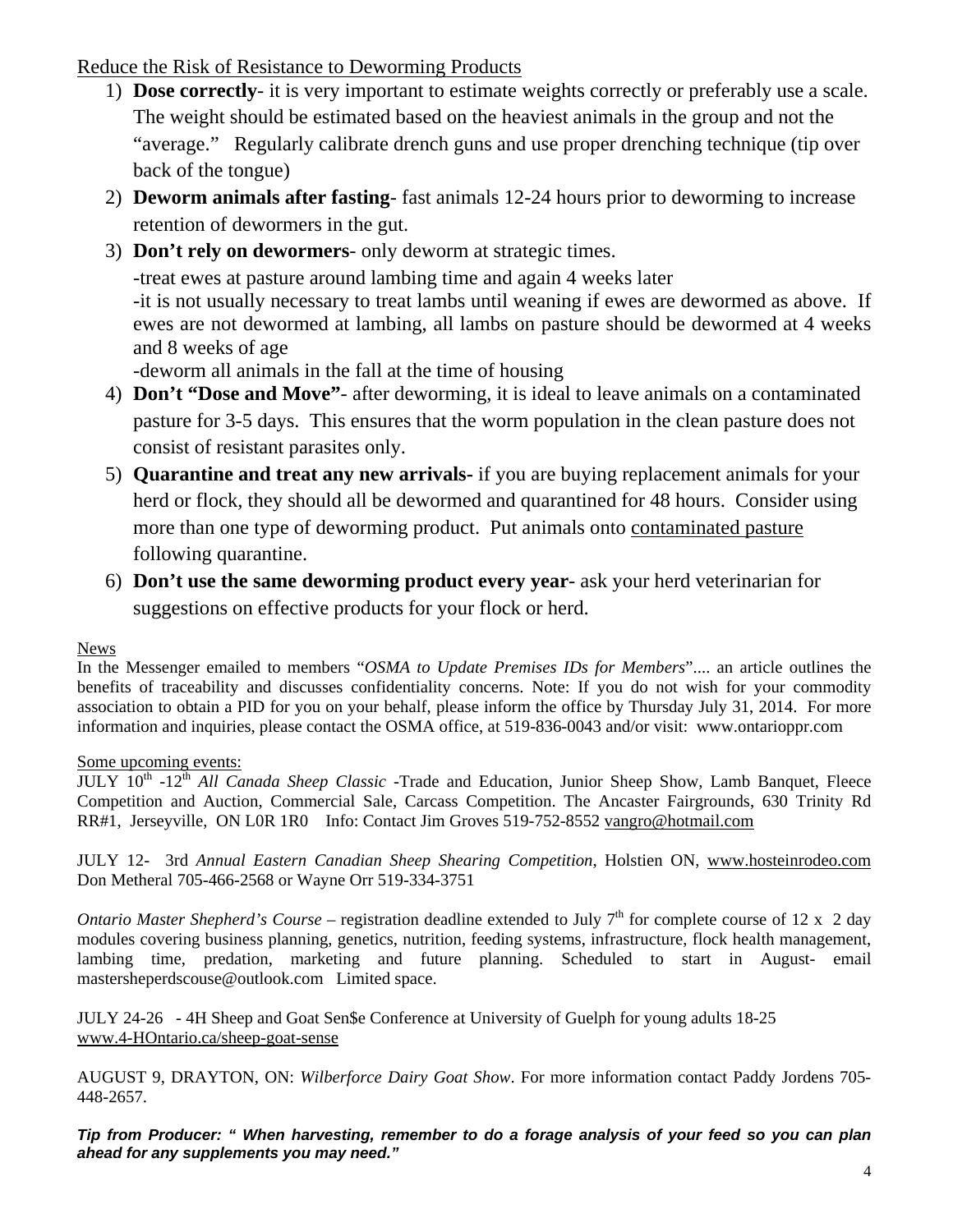Reduce the Risk of Resistance to Deworming Products

1) **Dose correctly**- it is very important to estimate weights correctly or preferably use a scale. The weight should be estimated based on the heaviest animals in the group and not the "average." Regularly calibrate drench guns and use proper drenching technique (tip over back of the tongue)
2) **Deworm animals after fasting**- fast animals 12-24 hours prior to deworming to increase retention of dewormers in the gut.
3) **Don't rely on dewormers**- only deworm at strategic times.
   -treat ewes at pasture around lambing time and again 4 weeks later
   -it is not usually necessary to treat lambs until weaning if ewes are dewormed as above. If ewes are not dewormed at lambing, all lambs on pasture should be dewormed at 4 weeks and 8 weeks of age
   -deworm all animals in the fall at the time of housing
4) **Don't "Dose and Move"**- after deworming, it is ideal to leave animals on a contaminated pasture for 3-5 days. This ensures that the worm population in the clean pasture does not consist of resistant parasites only.
5) **Quarantine and treat any new arrivals**- if you are buying replacement animals for your herd or flock, they should all be dewormed and quarantined for 48 hours. Consider using more than one type of deworming product. Put animals onto contaminated pasture following quarantine.
6) **Don't use the same deworming product every year**- ask your herd veterinarian for suggestions on effective products for your flock or herd.

News

In the Messenger emailed to members "*OSMA to Update Premises IDs for Members*".... an article outlines the benefits of traceability and discusses confidentiality concerns. Note: If you do not wish for your commodity association to obtain a PID for you on your behalf, please inform the office by Thursday July 31, 2014. For more information and inquiries, please contact the OSMA office, at 519-836-0043 and/or visit: www.ontarioppr.com

Some upcoming events:

JULY 10th -12th *All Canada Sheep Classic* -Trade and Education, Junior Sheep Show, Lamb Banquet, Fleece Competition and Auction, Commercial Sale, Carcass Competition. The Ancaster Fairgrounds, 630 Trinity Rd RR#1, Jerseyville, ON L0R 1R0 Info: Contact Jim Groves 519-752-8552 vangro@hotmail.com

JULY 12- 3rd *Annual Eastern Canadian Sheep Shearing Competition*, Holstien ON, www.hosteinrodeo.com Don Metheral 705-466-2568 or Wayne Orr 519-334-3751

*Ontario Master Shepherd's Course* – registration deadline extended to July 7th for complete course of 12 x 2 day modules covering business planning, genetics, nutrition, feeding systems, infrastructure, flock health management, lambing time, predation, marketing and future planning. Scheduled to start in August- email mastersheperdscouse@outlook.com Limited space.

JULY 24-26 - 4H Sheep and Goat Sen$e Conference at University of Guelph for young adults 18-25 www.4-HOntario.ca/sheep-goat-sense

AUGUST 9, DRAYTON, ON: *Wilberforce Dairy Goat Show*. For more information contact Paddy Jordens 705-448-2657.

***Tip from Producer: " When harvesting, remember to do a forage analysis of your feed so you can plan ahead for any supplements you may need."***